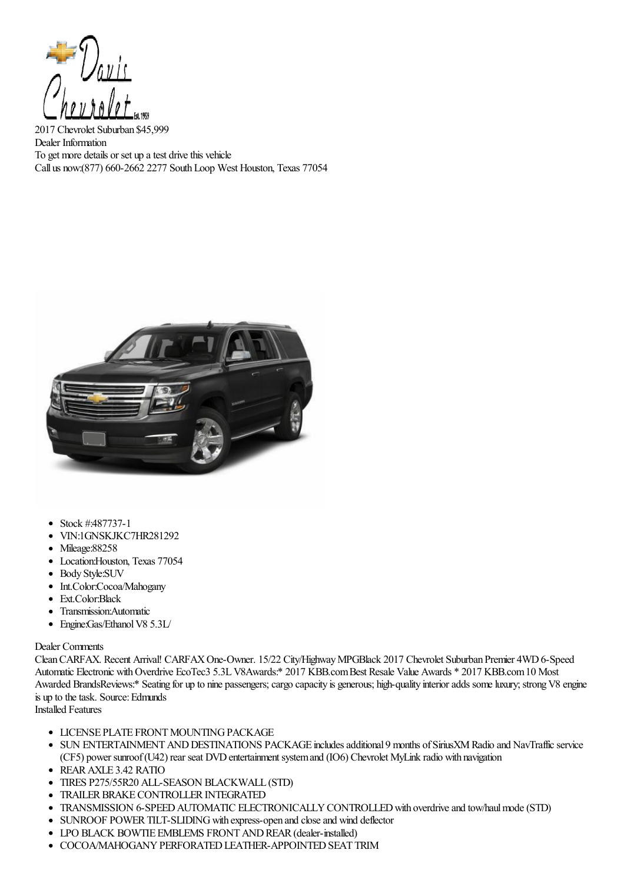2017 Chevrolet Suburban $45,999
Dealer Information
To get more details or set up a test drive this vehicle
Call us now:(877) 660-2662 2277 South Loop West Houston, Texas 77054

- Stock #:487737-1
- VIN:1GNSKJKC7HR281292
- Mileage:88258
- Location:Houston, Texas 77054
- Body Style:SUV
- Int.Color:Cocoa/Mahogany
- Ext.Color:Black
- Transmission:Automatic
- Engine:Gas/Ethanol V8 5.3L/

Dealer Comments

Clean CARFAX. Recent Arrival! CARFAX One-Owner. 15/22 City/Highway MPGBlack 2017 Chevrolet Suburban Premier 4WD 6-Speed Automatic Electronic with Overdrive EcoTec3 5.3L V8Awards:* 2017 KBB.com Best Resale Value Awards * 2017 KBB.com 10 Most Awarded BrandsReviews:* Seating for up to nine passengers; cargo capacity is generous; high-quality interior adds some luxury; strong V8 engine is up to the task. Source: Edmunds

Installed Features

- LICENSE PLATE FRONT MOUNTING PACKAGE
- SUN ENTERTAINMENT AND DESTINATIONS PACKAGE includes additional 9 months of SiriusXM Radio and NavTraffic service (CF5) power sunroof (U42) rear seat DVD entertainment system and (IO6) Chevrolet MyLink radio with navigation
- REAR AXLE 3.42 RATIO
- TIRES P275/55R20 ALL-SEASON BLACKWALL (STD)
- TRAILER BRAKE CONTROLLER INTEGRATED
- TRANSMISSION 6-SPEED AUTOMATIC ELECTRONICALLY CONTROLLED with overdrive and tow/haul mode (STD)
- SUNROOF POWER TILT-SLIDING with express-open and close and wind deflector
- LPO BLACK BOWTIE EMBLEMS FRONT AND REAR (dealer-installed)
- COCOA/MAHOGANY PERFORATED LEATHER-APPOINTED SEAT TRIM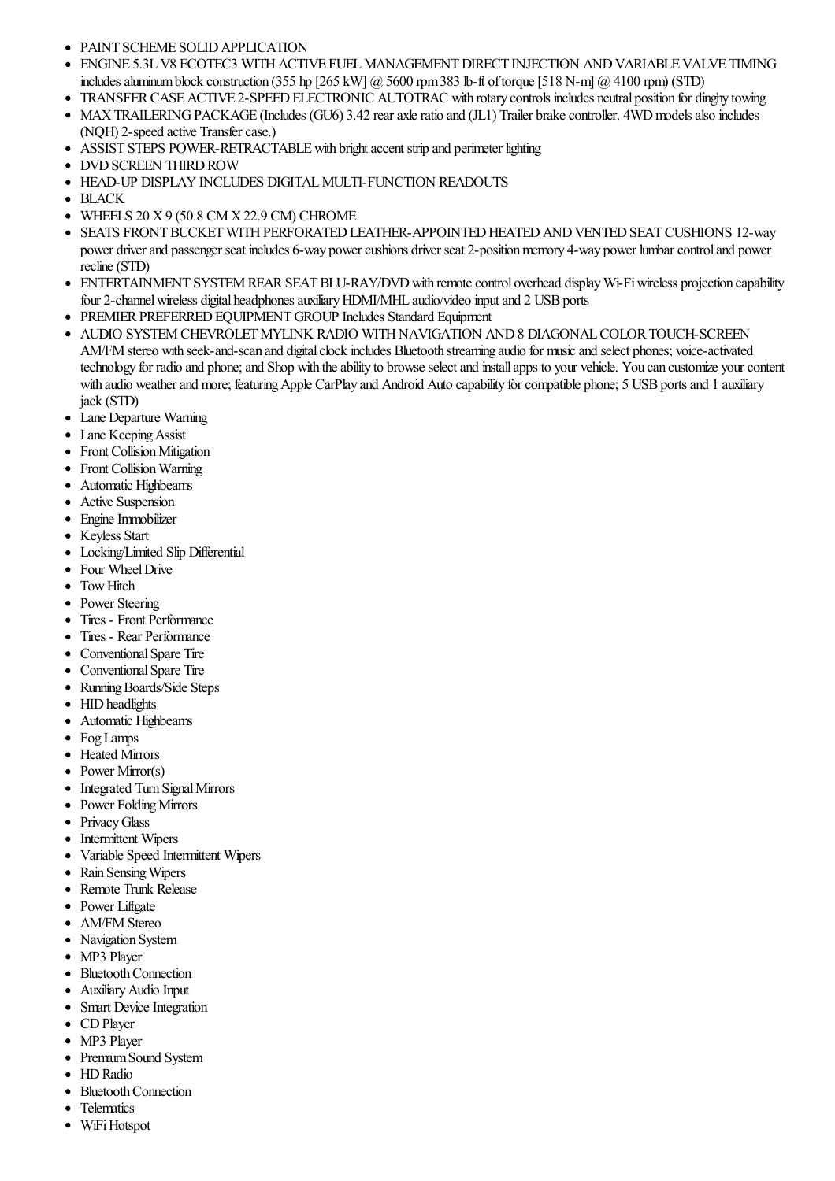- PAINT SCHEME SOLID APPLICATION
- ENGINE 5.3L V8 ECOTEC3 WITH ACTIVE FUEL MANAGEMENT DIRECT INJECTION AND VARIABLE VALVE TIMING includes aluminum block construction (355 hp [265 kW] @ 5600 rpm 383 lb-ft of torque [518 N-m] @ 4100 rpm) (STD)
- TRANSFER CASE ACTIVE 2-SPEED ELECTRONIC AUTOTRAC with rotary controls includes neutral position for dinghy towing
- MAX TRAILERING PACKAGE (Includes (GU6) 3.42 rear axle ratio and (JL1) Trailer brake controller. 4WD models also includes (NQH) 2-speed active Transfer case.)
- ASSIST STEPS POWER-RETRACTABLE with bright accent strip and perimeter lighting
- DVD SCREEN THIRD ROW
- HEAD-UP DISPLAY INCLUDES DIGITAL MULTI-FUNCTION READOUTS
- BLACK
- WHEELS 20 X 9 (50.8 CM X 22.9 CM) CHROME
- SEATS FRONT BUCKET WITH PERFORATED LEATHER-APPOINTED HEATED AND VENTED SEAT CUSHIONS 12-way power driver and passenger seat includes 6-way power cushions driver seat 2-position memory 4-way power lumbar control and power recline (STD)
- ENTERTAINMENT SYSTEM REAR SEAT BLU-RAY/DVD with remote control overhead display Wi-Fi wireless projection capability four 2-channel wireless digital headphones auxiliary HDMI/MHL audio/video input and 2 USB ports
- PREMIER PREFERRED EQUIPMENT GROUP Includes Standard Equipment
- AUDIO SYSTEM CHEVROLET MYLINK RADIO WITH NAVIGATION AND 8 DIAGONAL COLOR TOUCH-SCREEN AM/FM stereo with seek-and-scan and digital clock includes Bluetooth streaming audio for music and select phones; voice-activated technology for radio and phone; and Shop with the ability to browse select and install apps to your vehicle. You can customize your content with audio weather and more; featuring Apple CarPlay and Android Auto capability for compatible phone; 5 USB ports and 1 auxiliary jack (STD)
- Lane Departure Warning
- Lane Keeping Assist
- Front Collision Mitigation
- Front Collision Warning
- Automatic Highbeams
- Active Suspension
- Engine Immobilizer
- Keyless Start
- Locking/Limited Slip Differential
- Four Wheel Drive
- Tow Hitch
- Power Steering
- Tires - Front Performance
- Tires - Rear Performance
- Conventional Spare Tire
- Conventional Spare Tire
- Running Boards/Side Steps
- HID headlights
- Automatic Highbeams
- Fog Lamps
- Heated Mirrors
- Power Mirror(s)
- Integrated Turn Signal Mirrors
- Power Folding Mirrors
- Privacy Glass
- Intermittent Wipers
- Variable Speed Intermittent Wipers
- Rain Sensing Wipers
- Remote Trunk Release
- Power Liftgate
- AM/FM Stereo
- Navigation System
- MP3 Player
- Bluetooth Connection
- Auxiliary Audio Input
- Smart Device Integration
- CD Player
- MP3 Player
- Premium Sound System
- HD Radio
- Bluetooth Connection
- Telematics
- WiFi Hotspot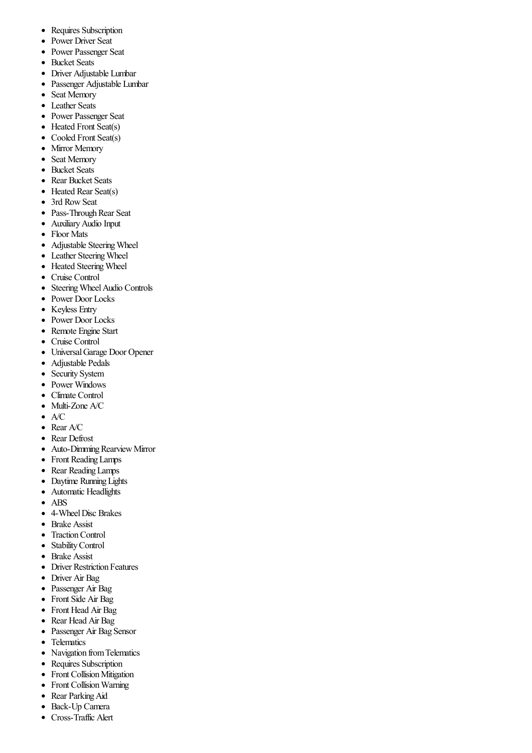- Requires Subscription
- Power Driver Seat
- Power Passenger Seat
- Bucket Seats
- Driver Adjustable Lumbar
- Passenger Adjustable Lumbar
- Seat Memory
- Leather Seats
- Power Passenger Seat
- Heated Front Seat(s)
- Cooled Front Seat(s)
- Mirror Memory
- Seat Memory
- Bucket Seats
- Rear Bucket Seats
- Heated Rear Seat(s)
- 3rd Row Seat
- Pass-Through Rear Seat
- Auxiliary Audio Input
- Floor Mats
- Adjustable Steering Wheel
- Leather Steering Wheel
- Heated Steering Wheel
- Cruise Control
- Steering Wheel Audio Controls
- Power Door Locks
- Keyless Entry
- Power Door Locks
- Remote Engine Start
- Cruise Control
- Universal Garage Door Opener
- Adjustable Pedals
- Security System
- Power Windows
- Climate Control
- Multi-Zone A/C
- A/C
- Rear A/C
- Rear Defrost
- Auto-Dimming Rearview Mirror
- Front Reading Lamps
- Rear Reading Lamps
- Daytime Running Lights
- Automatic Headlights
- ABS
- 4-Wheel Disc Brakes
- Brake Assist
- Traction Control
- Stability Control
- Brake Assist
- Driver Restriction Features
- Driver Air Bag
- Passenger Air Bag
- Front Side Air Bag
- Front Head Air Bag
- Rear Head Air Bag
- Passenger Air Bag Sensor
- Telematics
- Navigation from Telematics
- Requires Subscription
- Front Collision Mitigation
- Front Collision Warning
- Rear Parking Aid
- Back-Up Camera
- Cross-Traffic Alert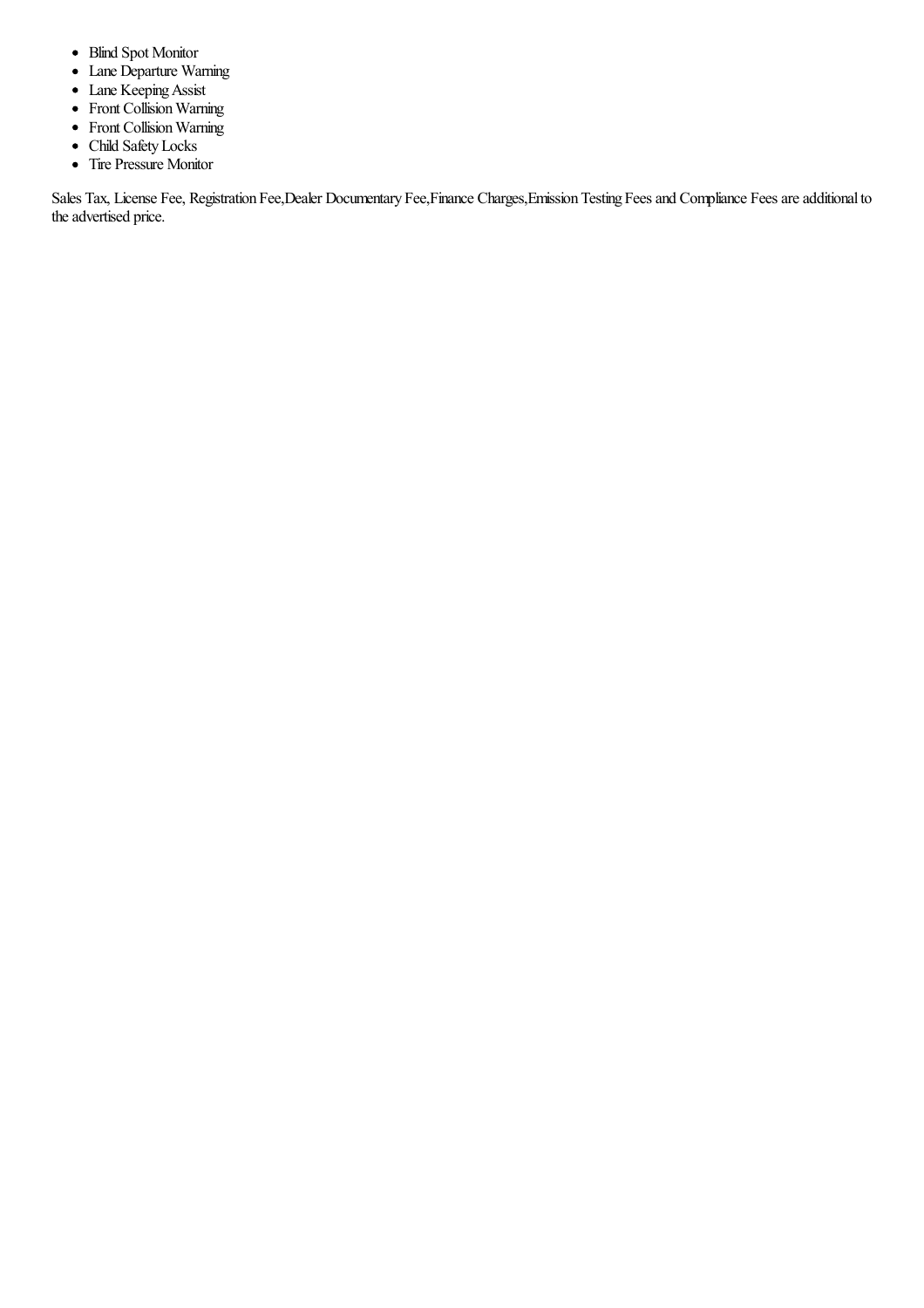- Blind Spot Monitor
- Lane Departure Warning
- Lane Keeping Assist
- Front Collision Warning
- Front Collision Warning
- Child Safety Locks
- Tire Pressure Monitor

Sales Tax, License Fee, Registration Fee,Dealer Documentary Fee,Finance Charges,Emission Testing Fees and Compliance Fees are additional to the advertised price.